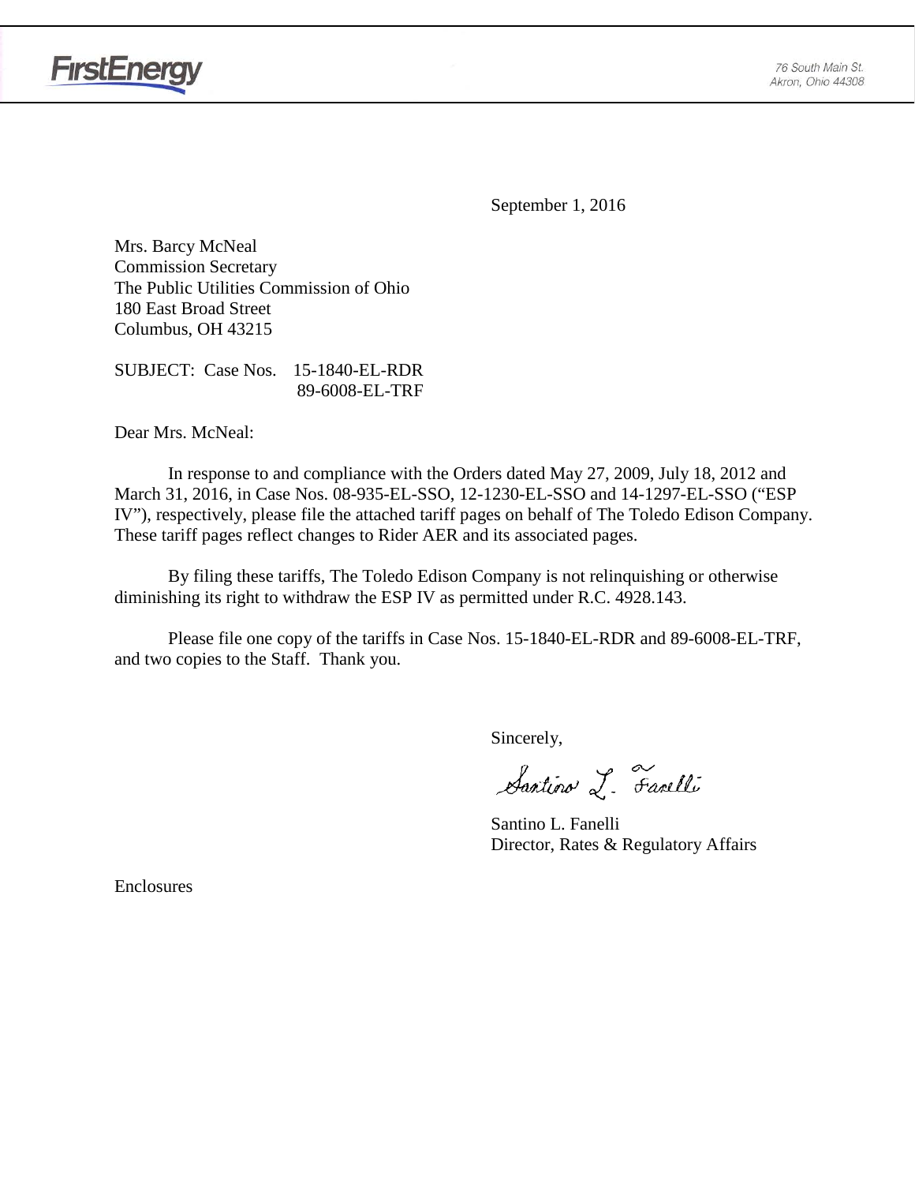FirstEnergy

76 South Main St.
Akron, Ohio 44308

September 1, 2016

Mrs. Barcy McNeal
Commission Secretary
The Public Utilities Commission of Ohio
180 East Broad Street
Columbus, OH 43215

SUBJECT: Case Nos. 15-1840-EL-RDR
89-6008-EL-TRF

Dear Mrs. McNeal:

In response to and compliance with the Orders dated May 27, 2009, July 18, 2012 and March 31, 2016, in Case Nos. 08-935-EL-SSO, 12-1230-EL-SSO and 14-1297-EL-SSO ("ESP IV"), respectively, please file the attached tariff pages on behalf of The Toledo Edison Company. These tariff pages reflect changes to Rider AER and its associated pages.

By filing these tariffs, The Toledo Edison Company is not relinquishing or otherwise diminishing its right to withdraw the ESP IV as permitted under R.C. 4928.143.

Please file one copy of the tariffs in Case Nos. 15-1840-EL-RDR and 89-6008-EL-TRF, and two copies to the Staff. Thank you.

Sincerely,

Santino L. Fanelli

Santino L. Fanelli
Director, Rates & Regulatory Affairs

Enclosures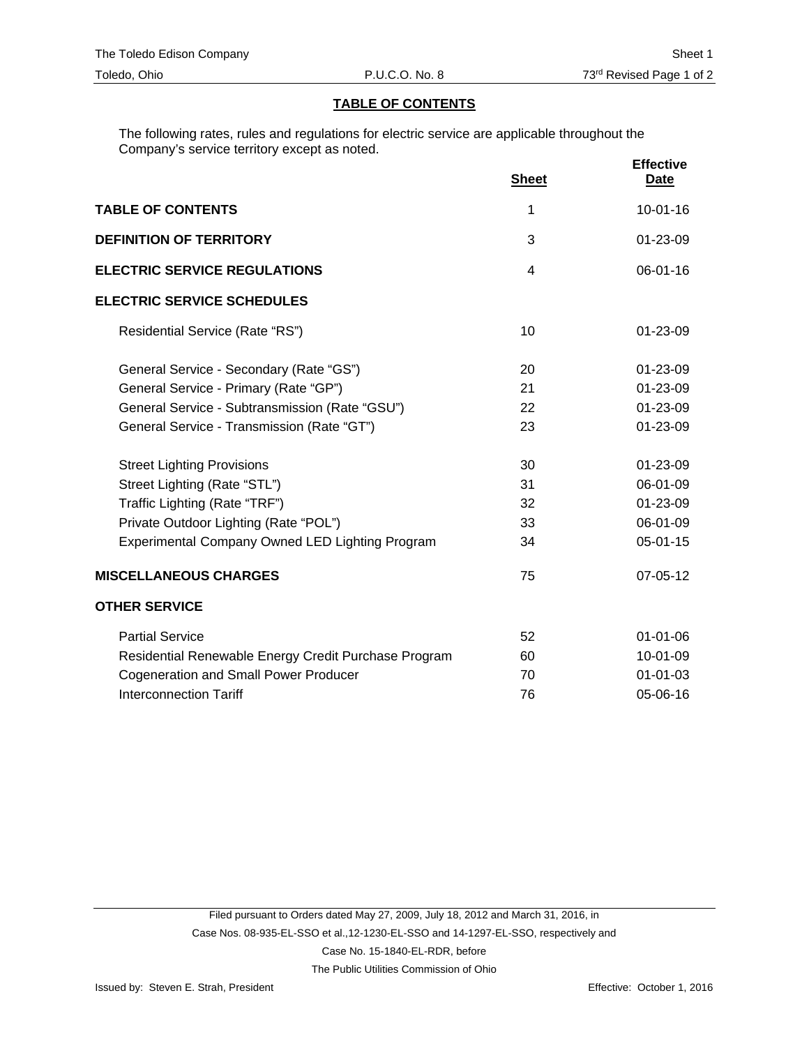## TABLE OF CONTENTS

The following rates, rules and regulations for electric service are applicable throughout the Company's service territory except as noted.

| | Sheet | Effective Date |
|---|---|---|
| **TABLE OF CONTENTS** | 1 | 10-01-16 |
| **DEFINITION OF TERRITORY** | 3 | 01-23-09 |
| **ELECTRIC SERVICE REGULATIONS** | 4 | 06-01-16 |
| **ELECTRIC SERVICE SCHEDULES** | | |
| Residential Service (Rate "RS") | 10 | 01-23-09 |
| General Service - Secondary (Rate "GS") | 20 | 01-23-09 |
| General Service - Primary (Rate "GP") | 21 | 01-23-09 |
| General Service - Subtransmission (Rate "GSU") | 22 | 01-23-09 |
| General Service - Transmission (Rate "GT") | 23 | 01-23-09 |
| Street Lighting Provisions | 30 | 01-23-09 |
| Street Lighting (Rate "STL") | 31 | 06-01-09 |
| Traffic Lighting (Rate "TRF") | 32 | 01-23-09 |
| Private Outdoor Lighting (Rate "POL") | 33 | 06-01-09 |
| Experimental Company Owned LED Lighting Program | 34 | 05-01-15 |
| **MISCELLANEOUS CHARGES** | 75 | 07-05-12 |
| **OTHER SERVICE** | | |
| Partial Service | 52 | 01-01-06 |
| Residential Renewable Energy Credit Purchase Program | 60 | 10-01-09 |
| Cogeneration and Small Power Producer | 70 | 01-01-03 |
| Interconnection Tariff | 76 | 05-06-16 |

Filed pursuant to Orders dated May 27, 2009, July 18, 2012 and March 31, 2016, in Case Nos. 08-935-EL-SSO et al.,12-1230-EL-SSO and 14-1297-EL-SSO, respectively and Case No. 15-1840-EL-RDR, before The Public Utilities Commission of Ohio

Issued by: Steven E. Strah, President

Effective: October 1, 2016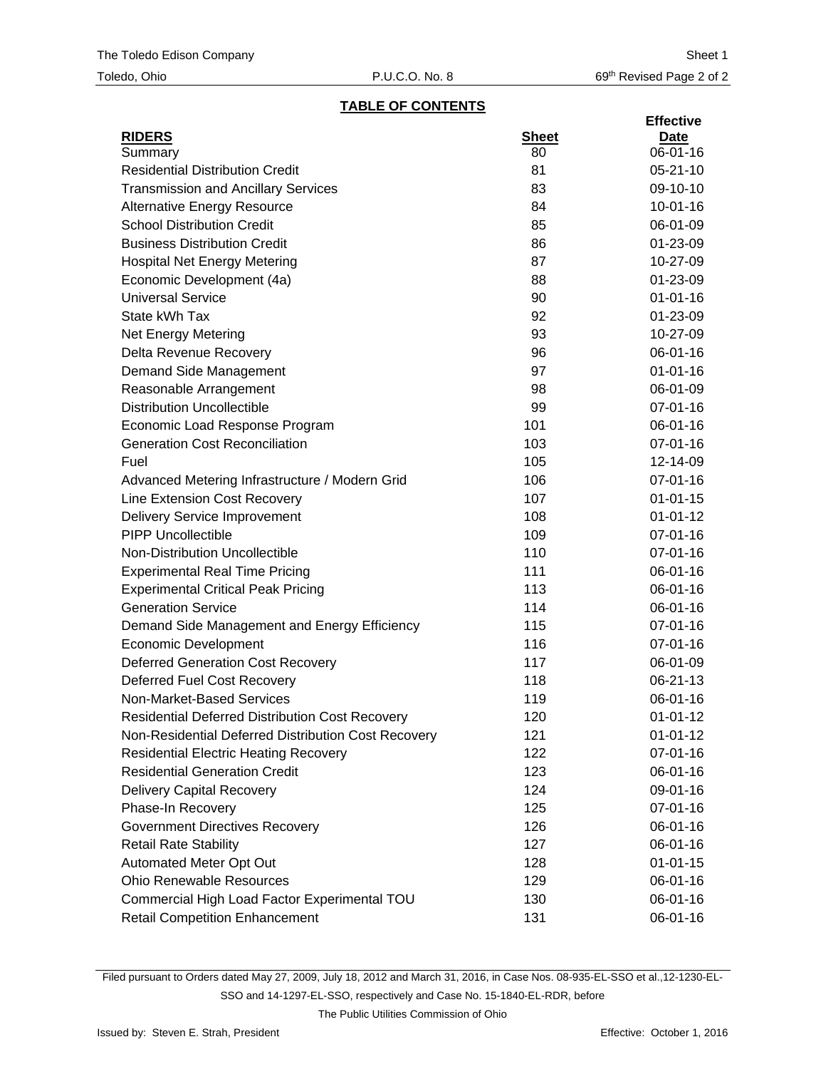## TABLE OF CONTENTS

| RIDERS | Sheet | Effective Date |
|---|---|---|
| Summary | 80 | 06-01-16 |
| Residential Distribution Credit | 81 | 05-21-10 |
| Transmission and Ancillary Services | 83 | 09-10-10 |
| Alternative Energy Resource | 84 | 10-01-16 |
| School Distribution Credit | 85 | 06-01-09 |
| Business Distribution Credit | 86 | 01-23-09 |
| Hospital Net Energy Metering | 87 | 10-27-09 |
| Economic Development (4a) | 88 | 01-23-09 |
| Universal Service | 90 | 01-01-16 |
| State kWh Tax | 92 | 01-23-09 |
| Net Energy Metering | 93 | 10-27-09 |
| Delta Revenue Recovery | 96 | 06-01-16 |
| Demand Side Management | 97 | 01-01-16 |
| Reasonable Arrangement | 98 | 06-01-09 |
| Distribution Uncollectible | 99 | 07-01-16 |
| Economic Load Response Program | 101 | 06-01-16 |
| Generation Cost Reconciliation | 103 | 07-01-16 |
| Fuel | 105 | 12-14-09 |
| Advanced Metering Infrastructure / Modern Grid | 106 | 07-01-16 |
| Line Extension Cost Recovery | 107 | 01-01-15 |
| Delivery Service Improvement | 108 | 01-01-12 |
| PIPP Uncollectible | 109 | 07-01-16 |
| Non-Distribution Uncollectible | 110 | 07-01-16 |
| Experimental Real Time Pricing | 111 | 06-01-16 |
| Experimental Critical Peak Pricing | 113 | 06-01-16 |
| Generation Service | 114 | 06-01-16 |
| Demand Side Management and Energy Efficiency | 115 | 07-01-16 |
| Economic Development | 116 | 07-01-16 |
| Deferred Generation Cost Recovery | 117 | 06-01-09 |
| Deferred Fuel Cost Recovery | 118 | 06-21-13 |
| Non-Market-Based Services | 119 | 06-01-16 |
| Residential Deferred Distribution Cost Recovery | 120 | 01-01-12 |
| Non-Residential Deferred Distribution Cost Recovery | 121 | 01-01-12 |
| Residential Electric Heating Recovery | 122 | 07-01-16 |
| Residential Generation Credit | 123 | 06-01-16 |
| Delivery Capital Recovery | 124 | 09-01-16 |
| Phase-In Recovery | 125 | 07-01-16 |
| Government Directives Recovery | 126 | 06-01-16 |
| Retail Rate Stability | 127 | 06-01-16 |
| Automated Meter Opt Out | 128 | 01-01-15 |
| Ohio Renewable Resources | 129 | 06-01-16 |
| Commercial High Load Factor Experimental TOU | 130 | 06-01-16 |
| Retail Competition Enhancement | 131 | 06-01-16 |

Filed pursuant to Orders dated May 27, 2009, July 18, 2012 and March 31, 2016, in Case Nos. 08-935-EL-SSO et al.,12-1230-EL-SSO and 14-1297-EL-SSO, respectively and Case No. 15-1840-EL-RDR, before The Public Utilities Commission of Ohio

Issued by: Steven E. Strah, President

Effective: October 1, 2016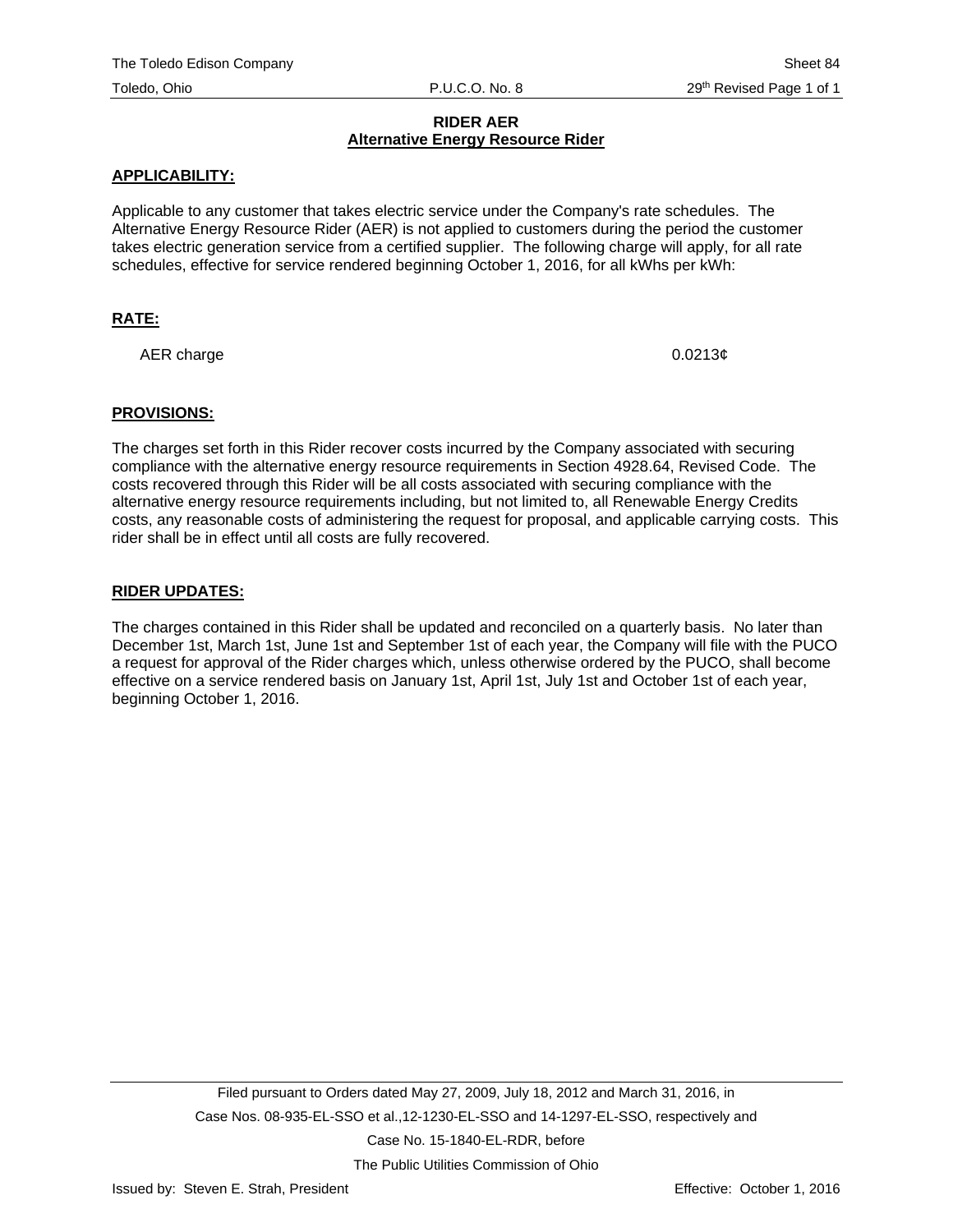**RIDER AER**
**Alternative Energy Resource Rider**

**APPLICABILITY:**

Applicable to any customer that takes electric service under the Company's rate schedules. The Alternative Energy Resource Rider (AER) is not applied to customers during the period the customer takes electric generation service from a certified supplier. The following charge will apply, for all rate schedules, effective for service rendered beginning October 1, 2016, for all kWhs per kWh:

**RATE:**

| | |
|---|---|
| AER charge | 0.0213¢ |

**PROVISIONS:**

The charges set forth in this Rider recover costs incurred by the Company associated with securing compliance with the alternative energy resource requirements in Section 4928.64, Revised Code. The costs recovered through this Rider will be all costs associated with securing compliance with the alternative energy resource requirements including, but not limited to, all Renewable Energy Credits costs, any reasonable costs of administering the request for proposal, and applicable carrying costs. This rider shall be in effect until all costs are fully recovered.

**RIDER UPDATES:**

The charges contained in this Rider shall be updated and reconciled on a quarterly basis. No later than December 1st, March 1st, June 1st and September 1st of each year, the Company will file with the PUCO a request for approval of the Rider charges which, unless otherwise ordered by the PUCO, shall become effective on a service rendered basis on January 1st, April 1st, July 1st and October 1st of each year, beginning October 1, 2016.

Filed pursuant to Orders dated May 27, 2009, July 18, 2012 and March 31, 2016, in Case Nos. 08-935-EL-SSO et al.,12-1230-EL-SSO and 14-1297-EL-SSO, respectively and Case No. 15-1840-EL-RDR, before The Public Utilities Commission of Ohio

Issued by: Steven E. Strah, President

Effective: October 1, 2016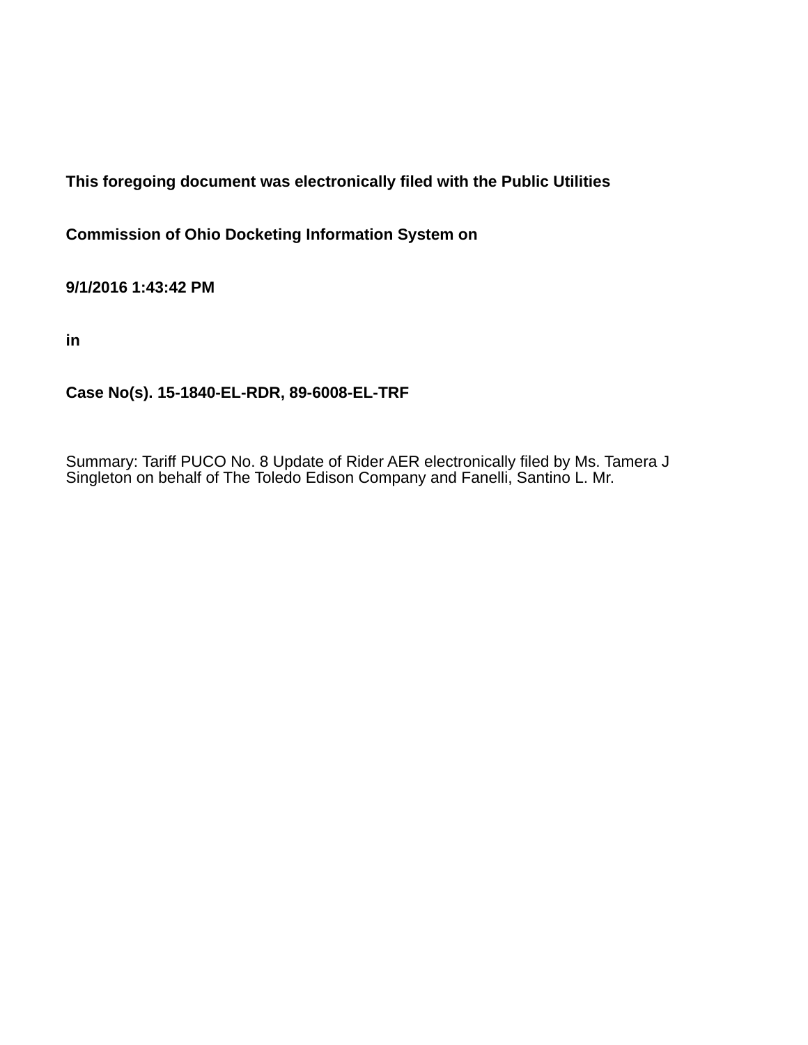**This foregoing document was electronically filed with the Public Utilities**

**Commission of Ohio Docketing Information System on**

**9/1/2016 1:43:42 PM**

**in**

**Case No(s). 15-1840-EL-RDR, 89-6008-EL-TRF**

Summary: Tariff PUCO No. 8 Update of Rider AER electronically filed by Ms. Tamera J Singleton on behalf of The Toledo Edison Company and Fanelli, Santino L. Mr.